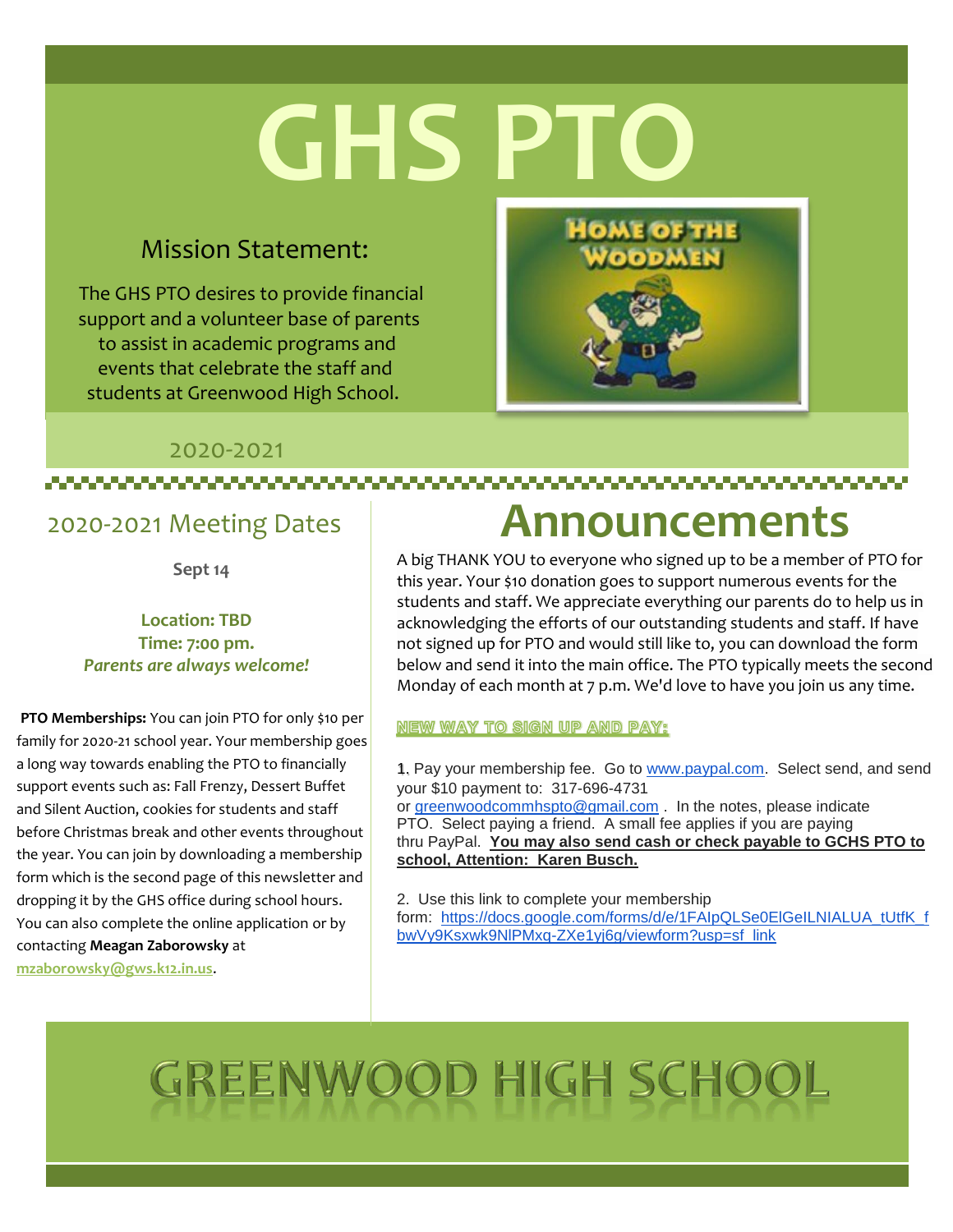# GHS PTO

## Mission Statement:

The GHS PTO desires to provide financial support and a volunteer base of parents to assist in academic programs and events that celebrate the staff and students at Greenwood High School.

HOME OF THE WOODMEN

2020-2021

## 2020-2021 Meeting Dates

**Sept 14**

**Location: TBD**
**Time: 7:00 pm.**
***Parents are always welcome!***

**PTO Memberships:** You can join PTO for only $10 per family for 2020-21 school year. Your membership goes a long way towards enabling the PTO to financially support events such as: Fall Frenzy, Dessert Buffet and Silent Auction, cookies for students and staff before Christmas break and other events throughout the year. You can join by downloading a membership form which is the second page of this newsletter and dropping it by the GHS office during school hours. You can also complete the online application or by contacting **Meagan Zaborowsky** at **mzaborowsky@gws.k12.in.us**.

# Announcements

A big THANK YOU to everyone who signed up to be a member of PTO for this year. Your $10 donation goes to support numerous events for the students and staff. We appreciate everything our parents do to help us in acknowledging the efforts of our outstanding students and staff. If have not signed up for PTO and would still like to, you can download the form below and send it into the main office. The PTO typically meets the second Monday of each month at 7 p.m. We'd love to have you join us any time.

**NEW WAY TO SIGN UP AND PAY:**

1. Pay your membership fee. Go to www.paypal.com. Select send, and send your $10 payment to: 317-696-4731 or greenwoodcommhspto@gmail.com . In the notes, please indicate PTO. Select paying a friend. A small fee applies if you are paying thru PayPal. **You may also send cash or check payable to GCHS PTO to school, Attention: Karen Busch.**

2. Use this link to complete your membership form: https://docs.google.com/forms/d/e/1FAIpQLSe0ElGeILNIALUA_tUtfK_fbwVy9Ksxwk9NlPMxq-ZXe1yj6g/viewform?usp=sf_link

# GREENWOOD HIGH SCHOOL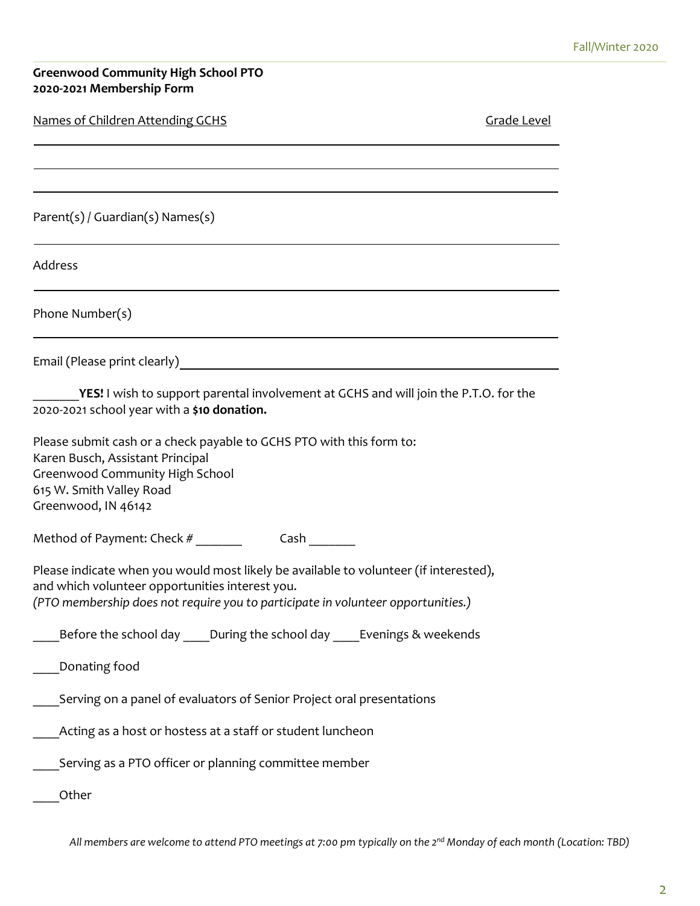**Greenwood Community High School PTO**
**2020-2021 Membership Form**

Names of Children Attending GCHS                                                                                     Grade Level

_______________________________________________________________

_______________________________________________________________

_______________________________________________________________

Parent(s) / Guardian(s) Names(s)

_______________________________________________________________

Address

_______________________________________________________________

Phone Number(s)

_______________________________________________________________

Email (Please print clearly)_______________________________________________

_______**YES!** I wish to support parental involvement at GCHS and will join the P.T.O. for the 2020-2021 school year with a **$10 donation.**

Please submit cash or a check payable to GCHS PTO with this form to:
Karen Busch, Assistant Principal
Greenwood Community High School
615 W. Smith Valley Road
Greenwood, IN 46142

Method of Payment: Check # _______          Cash _______

Please indicate when you would most likely be available to volunteer (if interested), and which volunteer opportunities interest you.
*(PTO membership does not require you to participate in volunteer opportunities.)*

____Before the school day ____During the school day ____Evenings & weekends

____Donating food

____Serving on a panel of evaluators of Senior Project oral presentations

____Acting as a host or hostess at a staff or student luncheon

____Serving as a PTO officer or planning committee member

____Other

*All members are welcome to attend PTO meetings at 7:00 pm typically on the 2nd Monday of each month (Location: TBD)*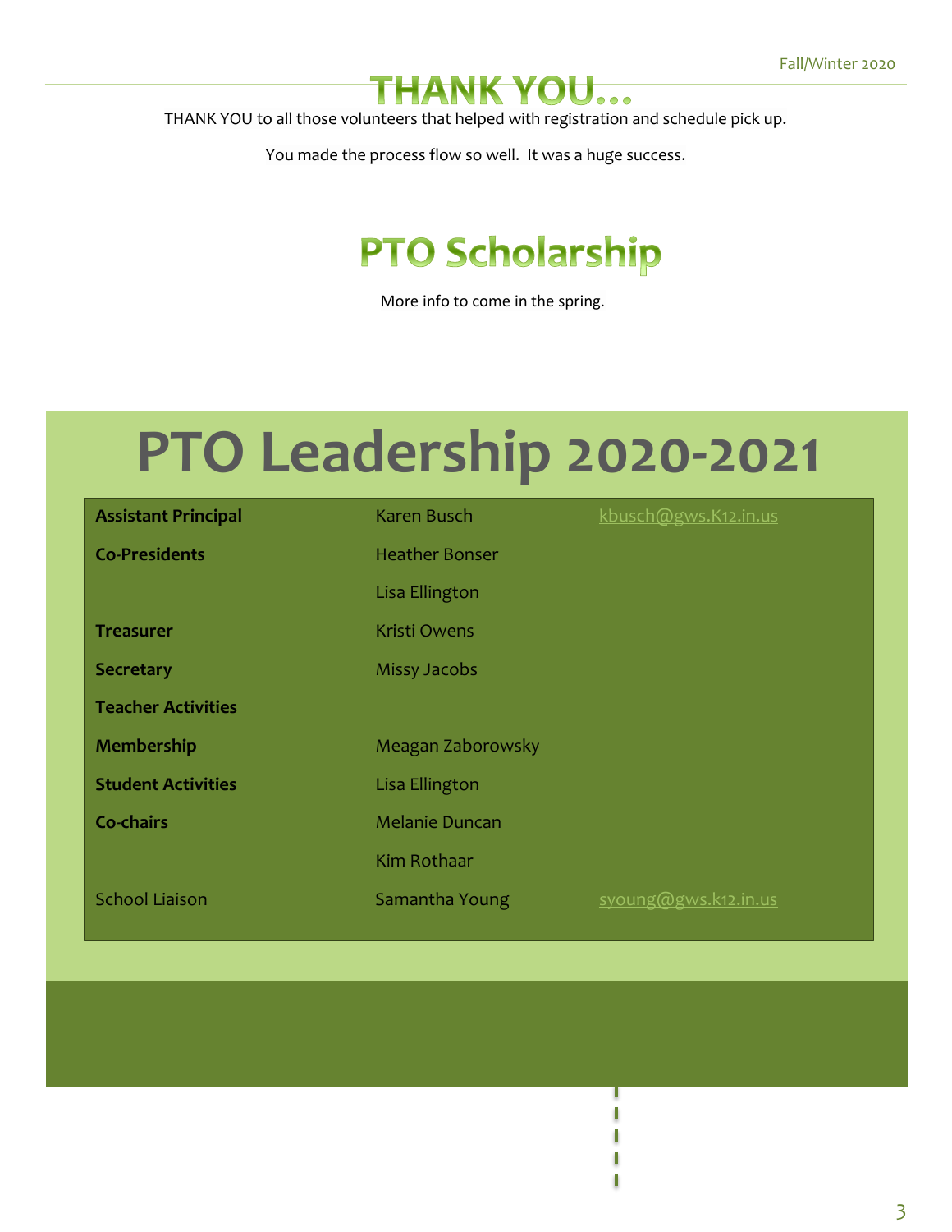# THANK YOU…

THANK YOU to all those volunteers that helped with registration and schedule pick up.

You made the process flow so well. It was a huge success.

# PTO Scholarship

More info to come in the spring.

# PTO Leadership 2020-2021

| | | |
|---|---|---|
| **Assistant Principal** | Karen Busch | kbusch@gws.K12.in.us |
| **Co-Presidents** | Heather Bonser | |
| | Lisa Ellington | |
| **Treasurer** | Kristi Owens | |
| **Secretary** | Missy Jacobs | |
| **Teacher Activities** | | |
| **Membership** | Meagan Zaborowsky | |
| **Student Activities** | Lisa Ellington | |
| **Co-chairs** | Melanie Duncan | |
| | Kim Rothaar | |
| School Liaison | Samantha Young | syoung@gws.k12.in.us |